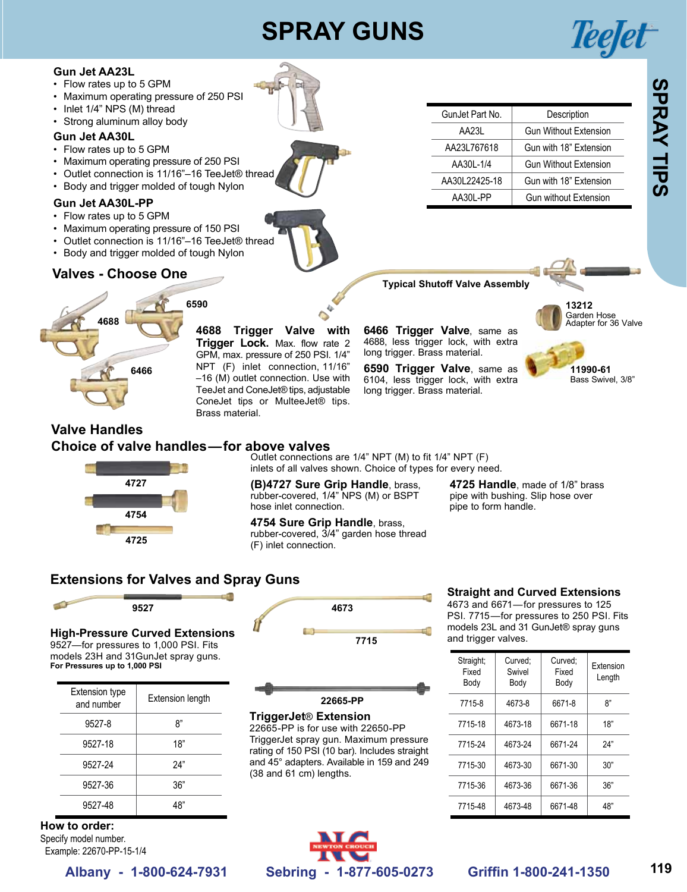# SPRAY GUNS

TeeJet

SPRAY TIPS

### Gun Jet AA23L

- Flow rates up to 5 GPM
- Maximum operating pressure of 250 PSI
- Inlet 1/4" NPS (M) thread
- Strong aluminum alloy body

### Gun Jet AA30L

- Flow rates up to 5 GPM
- Maximum operating pressure of 250 PSI
- Outlet connection is 11/16"–16 TeeJet® thread
- Body and trigger molded of tough Nylon

### Gun Jet AA30L-PP

- Flow rates up to 5 GPM
- Maximum operating pressure of 150 PSI
- Outlet connection is 11/16"–16 TeeJet® thread
- Body and trigger molded of tough Nylon

| GunJet Part No. | Description |
|---|---|
| AA23L | Gun Without Extension |
| AA23L767618 | Gun with 18" Extension |
| AA30L-1/4 | Gun Without Extension |
| AA30L22425-18 | Gun with 18" Extension |
| AA30L-PP | Gun without Extension |

## Valves - Choose One

4688

6590

6466

Typical Shutoff Valve Assembly

**4688 Trigger Valve with Trigger Lock.** Max. flow rate 2 GPM, max. pressure of 250 PSI. 1/4" NPT (F) inlet connection, 11/16" –16 (M) outlet connection. Use with TeeJet and ConeJet® tips, adjustable ConeJet tips or MulteeJet® tips. Brass material.

**6466 Trigger Valve**, same as 4688, less trigger lock, with extra long trigger. Brass material.

**6590 Trigger Valve**, same as 6104, less trigger lock, with extra long trigger. Brass material.

**13212**
Garden Hose Adapter for 36 Valve

**11990-61**
Bass Swivel, 3/8"

## Valve Handles

## Choice of valve handles—for above valves

4727

4754

4725

Outlet connections are 1/4" NPT (M) to fit 1/4" NPT (F) inlets of all valves shown. Choice of types for every need.

**(B)4727 Sure Grip Handle**, brass, rubber-covered, 1/4" NPS (M) or BSPT hose inlet connection.

**4754 Sure Grip Handle**, brass, rubber-covered, 3/4" garden hose thread (F) inlet connection.

**4725 Handle**, made of 1/8" brass pipe with bushing. Slip hose over pipe to form handle.

## Extensions for Valves and Spray Guns

9527

### High-Pressure Curved Extensions

9527—for pressures to 1,000 PSI. Fits models 23H and 31GunJet® spray guns.
**For Pressures up to 1,000 PSI**

| Extension type and number | Extension length |
|---|---|
| 9527-8 | 8" |
| 9527-18 | 18" |
| 9527-24 | 24" |
| 9527-36 | 36" |
| 9527-48 | 48" |

4673

7715

22665-PP

### TriggerJet® Extension

22665-PP is for use with 22650-PP TriggerJet spray gun. Maximum pressure rating of 150 PSI (10 bar). Includes straight and 45° adapters. Available in 159 and 249 (38 and 61 cm) lengths.

### Straight and Curved Extensions

4673 and 6671—for pressures to 125 PSI. 7715—for pressures to 250 PSI. Fits models 23L and 31 GunJet® spray guns and trigger valves.

| Straight; Fixed Body | Curved; Swivel Body | Curved; Fixed Body | Extension Length |
|---|---|---|---|
| 7715-8 | 4673-8 | 6671-8 | 8" |
| 7715-18 | 4673-18 | 6671-18 | 18" |
| 7715-24 | 4673-24 | 6671-24 | 24" |
| 7715-30 | 4673-30 | 6671-30 | 30" |
| 7715-36 | 4673-36 | 6671-36 | 36" |
| 7715-48 | 4673-48 | 6671-48 | 48" |

**How to order:**
Specify model number.
Example: 22670-PP-15-1/4

NEWTON CROUCH

Albany - 1-800-624-7931 Sebring - 1-877-605-0273 Griffin 1-800-241-1350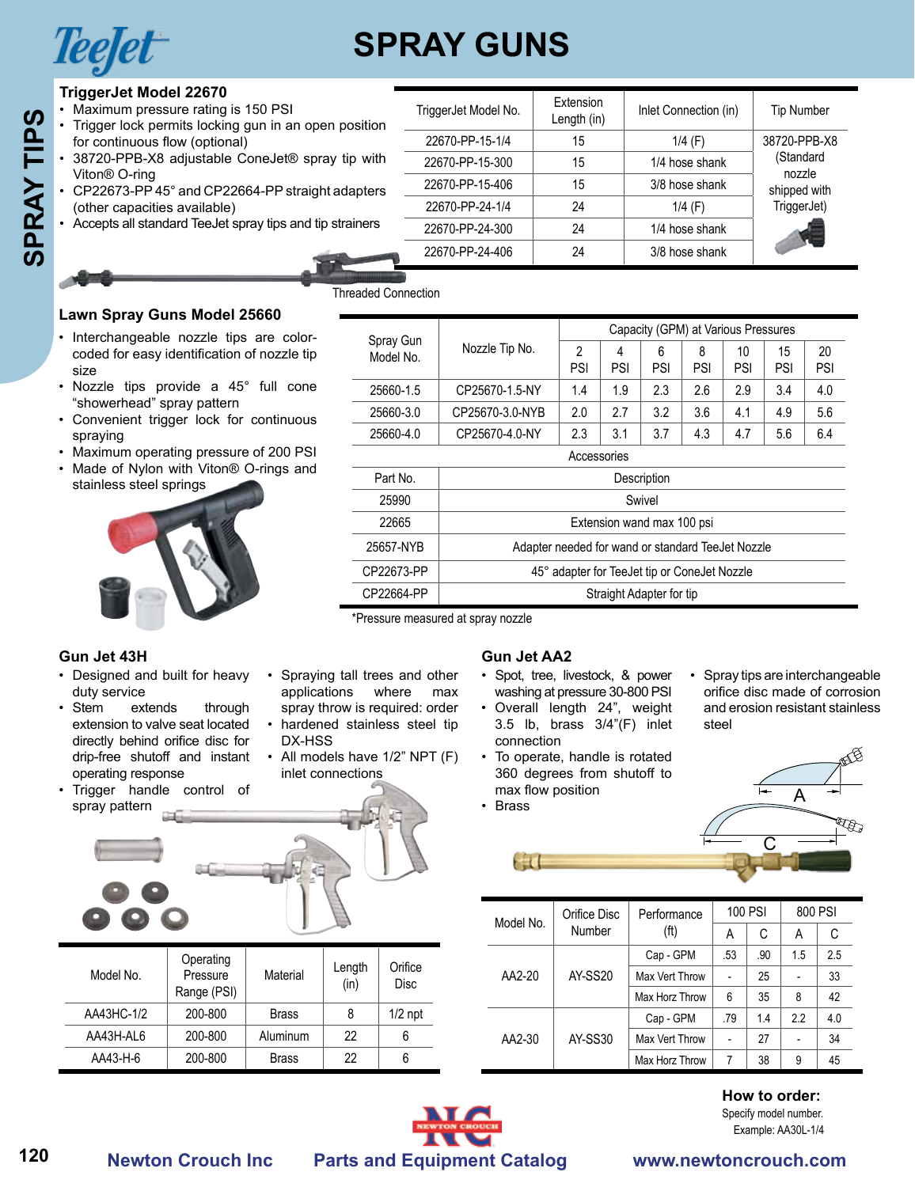# SPRAY GUNS

### TriggerJet Model 22670

- Maximum pressure rating is 150 PSI
- Trigger lock permits locking gun in an open position for continuous flow (optional)
- 38720-PPB-X8 adjustable ConeJet® spray tip with Viton® O-ring
- CP22673-PP 45° and CP22664-PP straight adapters (other capacities available)
- Accepts all standard TeeJet spray tips and tip strainers

| TriggerJet Model No. | Extension Length (in) | Inlet Connection (in) | Tip Number |
|---|---|---|---|
| 22670-PP-15-1/4 | 15 | 1/4 (F) | 38720-PPB-X8 (Standard nozzle shipped with TriggerJet) |
| 22670-PP-15-300 | 15 | 1/4 hose shank | |
| 22670-PP-15-406 | 15 | 3/8 hose shank | |
| 22670-PP-24-1/4 | 24 | 1/4 (F) | |
| 22670-PP-24-300 | 24 | 1/4 hose shank | |
| 22670-PP-24-406 | 24 | 3/8 hose shank | |

Threaded Connection

### Lawn Spray Guns Model 25660

- Interchangeable nozzle tips are color-coded for easy identification of nozzle tip size
- Nozzle tips provide a 45° full cone "showerhead" spray pattern
- Convenient trigger lock for continuous spraying
- Maximum operating pressure of 200 PSI
- Made of Nylon with Viton® O-rings and stainless steel springs

| Spray Gun Model No. | Nozzle Tip No. | Capacity (GPM) at Various Pressures | | | | | | |
|---|---|---|---|---|---|---|---|---|
| | | 2 PSI | 4 PSI | 6 PSI | 8 PSI | 10 PSI | 15 PSI | 20 PSI |
| 25660-1.5 | CP25670-1.5-NY | 1.4 | 1.9 | 2.3 | 2.6 | 2.9 | 3.4 | 4.0 |
| 25660-3.0 | CP25670-3.0-NYB | 2.0 | 2.7 | 3.2 | 3.6 | 4.1 | 4.9 | 5.6 |
| 25660-4.0 | CP25670-4.0-NY | 2.3 | 3.1 | 3.7 | 4.3 | 4.7 | 5.6 | 6.4 |

Accessories

| Part No. | Description |
|---|---|
| 25990 | Swivel |
| 22665 | Extension wand max 100 psi |
| 25657-NYB | Adapter needed for wand or standard TeeJet Nozzle |
| CP22673-PP | 45° adapter for TeeJet tip or ConeJet Nozzle |
| CP22664-PP | Straight Adapter for tip |

*Pressure measured at spray nozzle

### Gun Jet 43H

- Designed and built for heavy duty service
- Stem extends through extension to valve seat located directly behind orifice disc for drip-free shutoff and instant operating response
- Trigger handle control of spray pattern
- Spraying tall trees and other applications where max spray throw is required: order
- hardened stainless steel tip DX-HSS
- All models have 1/2" NPT (F) inlet connections

| Model No. | Operating Pressure Range (PSI) | Material | Length (in) | Orifice Disc |
|---|---|---|---|---|
| AA43HC-1/2 | 200-800 | Brass | 8 | 1/2 npt |
| AA43H-AL6 | 200-800 | Aluminum | 22 | 6 |
| AA43-H-6 | 200-800 | Brass | 22 | 6 |

### Gun Jet AA2

- Spot, tree, livestock, & power washing at pressure 30-800 PSI
- Overall length 24", weight 3.5 lb, brass 3/4"(F) inlet connection
- To operate, handle is rotated 360 degrees from shutoff to max flow position
- Brass
- Spray tips are interchangeable orifice disc made of corrosion and erosion resistant stainless steel

| Model No. | Orifice Disc Number | Performance (ft) | 100 PSI | | 800 PSI | |
|---|---|---|---|---|---|---|
| | | | A | C | A | C |
| AA2-20 | AY-SS20 | Cap - GPM | .53 | .90 | 1.5 | 2.5 |
| | | Max Vert Throw | - | 25 | - | 33 |
| | | Max Horz Throw | 6 | 35 | 8 | 42 |
| AA2-30 | AY-SS30 | Cap - GPM | .79 | 1.4 | 2.2 | 4.0 |
| | | Max Vert Throw | - | 27 | - | 34 |
| | | Max Horz Throw | 7 | 38 | 9 | 45 |

**How to order:**
Specify model number.
Example: AA30L-1/4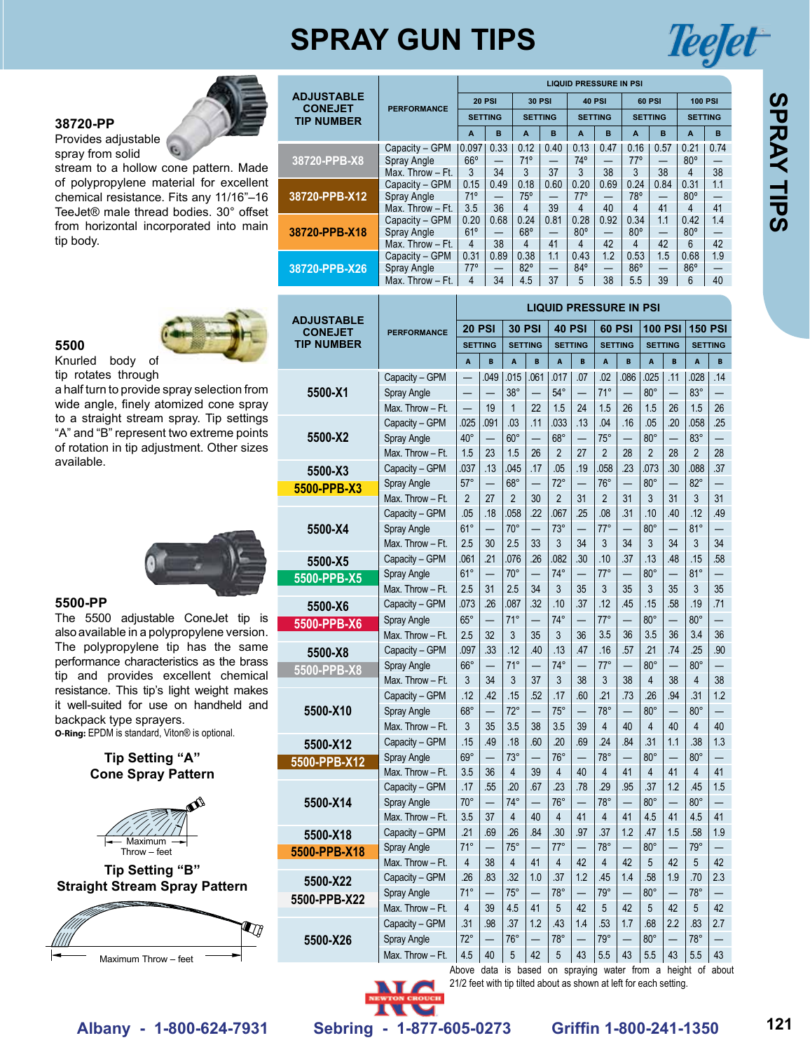# SPRAY GUN TIPS

TeeJet

SPRAY TIPS

**38720-PP**

Provides adjustable spray from solid stream to a hollow cone pattern. Made of polypropylene material for excellent chemical resistance. Fits any 11/16"–16 TeeJet® male thread bodies. 30° offset from horizontal incorporated into main tip body.

| ADJUSTABLE CONEJET TIP NUMBER | PERFORMANCE | 20 PSI A | 20 PSI B | 30 PSI A | 30 PSI B | 40 PSI A | 40 PSI B | 60 PSI A | 60 PSI B | 100 PSI A | 100 PSI B |
|---|---|---|---|---|---|---|---|---|---|---|---|
| 38720-PPB-X8 | Capacity – GPM | 0.097 | 0.33 | 0.12 | 0.40 | 0.13 | 0.47 | 0.16 | 0.57 | 0.21 | 0.74 |
| | Spray Angle | 66° | — | 71° | — | 74° | — | 77° | — | 80° | — |
| | Max. Throw – Ft. | 3 | 34 | 3 | 37 | 3 | 38 | 3 | 38 | 4 | 38 |
| 38720-PPB-X12 | Capacity – GPM | 0.15 | 0.49 | 0.18 | 0.60 | 0.20 | 0.69 | 0.24 | 0.84 | 0.31 | 1.1 |
| | Spray Angle | 71° | — | 75° | — | 77° | — | 78° | — | 80° | — |
| | Max. Throw – Ft. | 3.5 | 36 | 4 | 39 | 4 | 40 | 4 | 41 | 4 | 41 |
| 38720-PPB-X18 | Capacity – GPM | 0.20 | 0.68 | 0.24 | 0.81 | 0.28 | 0.92 | 0.34 | 1.1 | 0.42 | 1.4 |
| | Spray Angle | 61° | — | 68° | — | 80° | — | 80° | — | 80° | — |
| | Max. Throw – Ft. | 4 | 38 | 4 | 41 | 4 | 42 | 4 | 42 | 6 | 42 |
| 38720-PPB-X26 | Capacity – GPM | 0.31 | 0.89 | 0.38 | 1.1 | 0.43 | 1.2 | 0.53 | 1.5 | 0.68 | 1.9 |
| | Spray Angle | 77° | — | 82° | — | 84° | — | 86° | — | 86° | — |
| | Max. Throw – Ft. | 4 | 34 | 4.5 | 37 | 5 | 38 | 5.5 | 39 | 6 | 40 |

**5500**

Knurled body of tip rotates through a half turn to provide spray selection from wide angle, finely atomized cone spray to a straight stream spray. Tip settings "A" and "B" represent two extreme points of rotation in tip adjustment. Other sizes available.

**5500-PP**

The 5500 adjustable ConeJet tip is also available in a polypropylene version. The polypropylene tip has the same performance characteristics as the brass tip and provides excellent chemical resistance. This tip's light weight makes it well-suited for use on handheld and backpack type sprayers.

**O-Ring:** EPDM is standard, Viton® is optional.

**Tip Setting "A"**
**Cone Spray Pattern**

Maximum Throw – feet

**Tip Setting "B"**
**Straight Stream Spray Pattern**

Maximum Throw – feet

| ADJUSTABLE CONEJET TIP NUMBER | PERFORMANCE | 20 PSI A | 20 PSI B | 30 PSI A | 30 PSI B | 40 PSI A | 40 PSI B | 60 PSI A | 60 PSI B | 100 PSI A | 100 PSI B | 150 PSI A | 150 PSI B |
|---|---|---|---|---|---|---|---|---|---|---|---|---|---|
| 5500-X1 | Capacity – GPM | — | .049 | .015 | .061 | .017 | .07 | .02 | .086 | .025 | .11 | .028 | .14 |
| | Spray Angle | — | — | 38° | — | 54° | — | 71° | — | 80° | — | 83° | — |
| | Max. Throw – Ft. | — | 19 | 1 | 22 | 1.5 | 24 | 1.5 | 26 | 1.5 | 26 | 1.5 | 26 |
| 5500-X2 | Capacity – GPM | .025 | .091 | .03 | .11 | .033 | .13 | .04 | .16 | .05 | .20 | .058 | .25 |
| | Spray Angle | 40° | — | 60° | — | 68° | — | 75° | — | 80° | — | 83° | — |
| | Max. Throw – Ft. | 1.5 | 23 | 1.5 | 26 | 2 | 27 | 2 | 28 | 2 | 28 | 2 | 28 |
| 5500-X3 / 5500-PPB-X3 | Capacity – GPM | .037 | .13 | .045 | .17 | .05 | .19 | .058 | .23 | .073 | .30 | .088 | .37 |
| | Spray Angle | 57° | — | 68° | — | 72° | — | 76° | — | 80° | — | 82° | — |
| | Max. Throw – Ft. | 2 | 27 | 2 | 30 | 2 | 31 | 2 | 31 | 3 | 31 | 3 | 31 |
| 5500-X4 | Capacity – GPM | .05 | .18 | .058 | .22 | .067 | .25 | .08 | .31 | .10 | .40 | .12 | .49 |
| | Spray Angle | 61° | — | 70° | — | 73° | — | 77° | — | 80° | — | 81° | — |
| | Max. Throw – Ft. | 2.5 | 30 | 2.5 | 33 | 3 | 34 | 3 | 34 | 3 | 34 | 3 | 34 |
| 5500-X5 / 5500-PPB-X5 | Capacity – GPM | .061 | .21 | .076 | .26 | .082 | .30 | .10 | .37 | .13 | .48 | .15 | .58 |
| | Spray Angle | 61° | — | 70° | — | 74° | — | 77° | — | 80° | — | 81° | — |
| | Max. Throw – Ft. | 2.5 | 31 | 2.5 | 34 | 3 | 35 | 3 | 35 | 3 | 35 | 3 | 35 |
| 5500-X6 / 5500-PPB-X6 | Capacity – GPM | .073 | .26 | .087 | .32 | .10 | .37 | .12 | .45 | .15 | .58 | .19 | .71 |
| | Spray Angle | 65° | — | 71° | — | 74° | — | 77° | — | 80° | — | 80° | — |
| | Max. Throw – Ft. | 2.5 | 32 | 3 | 35 | 3 | 36 | 3.5 | 36 | 3.5 | 36 | 3.4 | 36 |
| 5500-X8 / 5500-PPB-X8 | Capacity – GPM | .097 | .33 | .12 | .40 | .13 | .47 | .16 | .57 | .21 | .74 | .25 | .90 |
| | Spray Angle | 66° | — | 71° | — | 74° | — | 77° | — | 80° | — | 80° | — |
| | Max. Throw – Ft. | 3 | 34 | 3 | 37 | 3 | 38 | 3 | 38 | 4 | 38 | 4 | 38 |
| 5500-X10 | Capacity – GPM | .12 | .42 | .15 | .52 | .17 | .60 | .21 | .73 | .26 | .94 | .31 | 1.2 |
| | Spray Angle | 68° | — | 72° | — | 75° | — | 78° | — | 80° | — | 80° | — |
| | Max. Throw – Ft. | 3 | 35 | 3.5 | 38 | 3.5 | 39 | 4 | 40 | 4 | 40 | 4 | 40 |
| 5500-X12 / 5500-PPB-X12 | Capacity – GPM | .15 | .49 | .18 | .60 | .20 | .69 | .24 | .84 | .31 | 1.1 | .38 | 1.3 |
| | Spray Angle | 69° | — | 73° | — | 76° | — | 78° | — | 80° | — | 80° | — |
| | Max. Throw – Ft. | 3.5 | 36 | 4 | 39 | 4 | 40 | 4 | 41 | 4 | 41 | 4 | 41 |
| 5500-X14 | Capacity – GPM | .17 | .55 | .20 | .67 | .23 | .78 | .29 | .95 | .37 | 1.2 | .45 | 1.5 |
| | Spray Angle | 70° | — | 74° | — | 76° | — | 78° | — | 80° | — | 80° | — |
| | Max. Throw – Ft. | 3.5 | 37 | 4 | 40 | 4 | 41 | 4 | 41 | 4.5 | 41 | 4.5 | 41 |
| 5500-X18 / 5500-PPB-X18 | Capacity – GPM | .21 | .69 | .26 | .84 | .30 | .97 | .37 | 1.2 | .47 | 1.5 | .58 | 1.9 |
| | Spray Angle | 71° | — | 75° | — | 77° | — | 78° | — | 80° | — | 79° | — |
| | Max. Throw – Ft. | 4 | 38 | 4 | 41 | 4 | 42 | 4 | 42 | 5 | 42 | 5 | 42 |
| 5500-X22 / 5500-PPB-X22 | Capacity – GPM | .26 | .83 | .32 | 1.0 | .37 | 1.2 | .45 | 1.4 | .58 | 1.9 | .70 | 2.3 |
| | Spray Angle | 71° | — | 75° | — | 78° | — | 79° | — | 80° | — | 78° | — |
| | Max. Throw – Ft. | 4 | 39 | 4.5 | 41 | 5 | 42 | 5 | 42 | 5 | 42 | 5 | 42 |
| 5500-X26 | Capacity – GPM | .31 | .98 | .37 | 1.2 | .43 | 1.4 | .53 | 1.7 | .68 | 2.2 | .83 | 2.7 |
| | Spray Angle | 72° | — | 76° | — | 78° | — | 79° | — | 80° | — | 78° | — |
| | Max. Throw – Ft. | 4.5 | 40 | 5 | 42 | 5 | 43 | 5.5 | 43 | 5.5 | 43 | 5.5 | 43 |

Above data is based on spraying water from a height of about 21/2 feet with tip tilted about as shown at left for each setting.

NEWTON CROUCH

Albany - 1-800-624-7931 Sebring - 1-877-605-0273 Griffin 1-800-241-1350